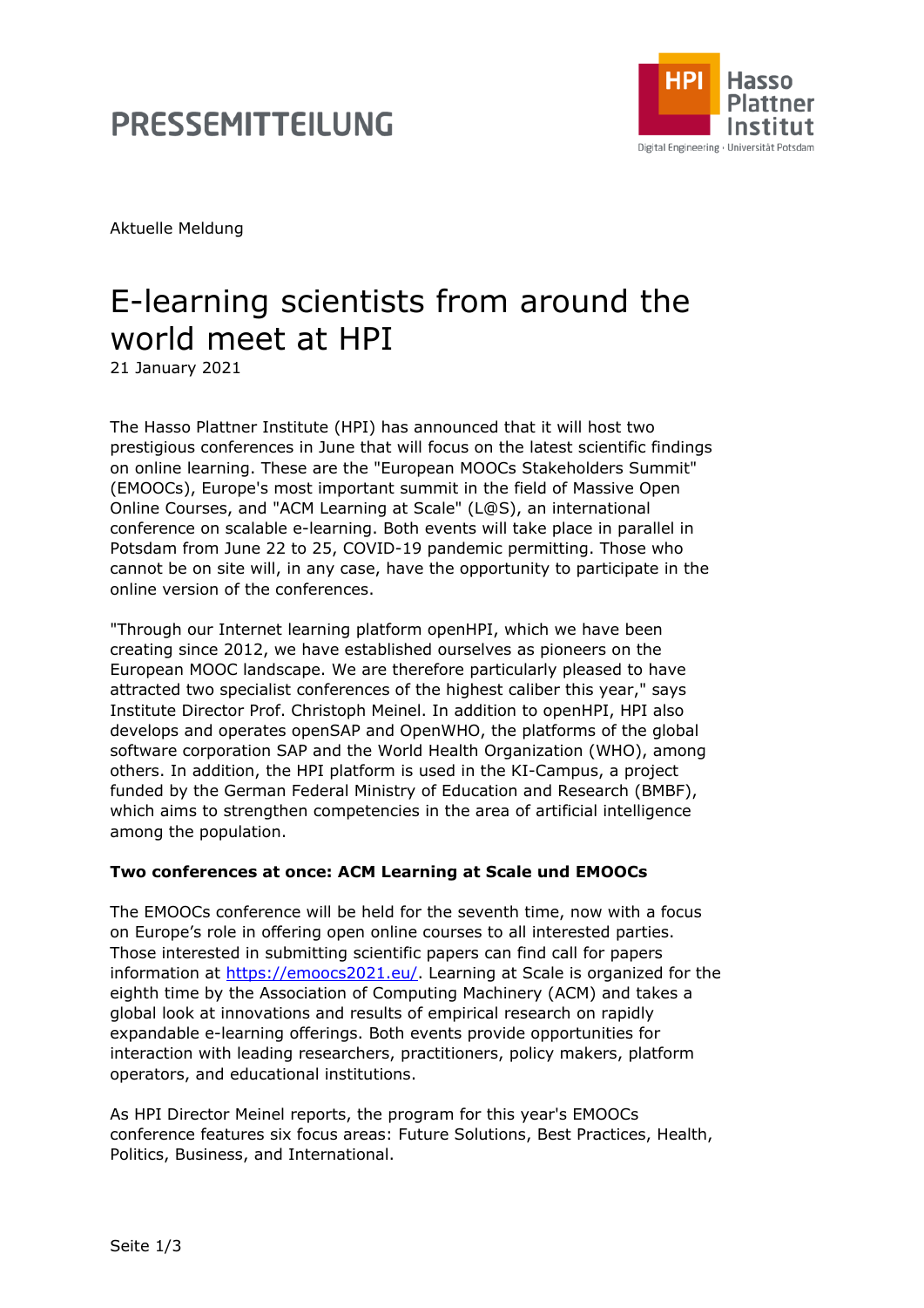# PRESSEMITTEILUNG

Aktuelle Meldung

# E-learning scientists from around the world meet at HPI

21 January 2021

The Hasso Plattner Institute (HPI) has announced that it will host two prestigious conferences in June that will focus on the latest scientific findings on online learning. These are the "European MOOCs Stakeholders Summit" (EMOOCs), Europe's most important summit in the field of Massive Open Online Courses, and "ACM Learning at Scale" (L@S), an international conference on scalable e-learning. Both events will take place in parallel in Potsdam from June 22 to 25, COVID-19 pandemic permitting. Those who cannot be on site will, in any case, have the opportunity to participate in the online version of the conferences.

"Through our Internet learning platform openHPI, which we have been creating since 2012, we have established ourselves as pioneers on the European MOOC landscape. We are therefore particularly pleased to have attracted two specialist conferences of the highest caliber this year," says Institute Director Prof. Christoph Meinel. In addition to openHPI, HPI also develops and operates openSAP and OpenWHO, the platforms of the global software corporation SAP and the World Health Organization (WHO), among others. In addition, the HPI platform is used in the KI-Campus, a project funded by the German Federal Ministry of Education and Research (BMBF), which aims to strengthen competencies in the area of artificial intelligence among the population.

**Two conferences at once: ACM Learning at Scale und EMOOCs**

The EMOOCs conference will be held for the seventh time, now with a focus on Europe's role in offering open online courses to all interested parties. Those interested in submitting scientific papers can find call for papers information at [https://emoocs2021.eu/](https://emoocs2021.eu/). Learning at Scale is organized for the eighth time by the Association of Computing Machinery (ACM) and takes a global look at innovations and results of empirical research on rapidly expandable e-learning offerings. Both events provide opportunities for interaction with leading researchers, practitioners, policy makers, platform operators, and educational institutions.

As HPI Director Meinel reports, the program for this year's EMOOCs conference features six focus areas: Future Solutions, Best Practices, Health, Politics, Business, and International.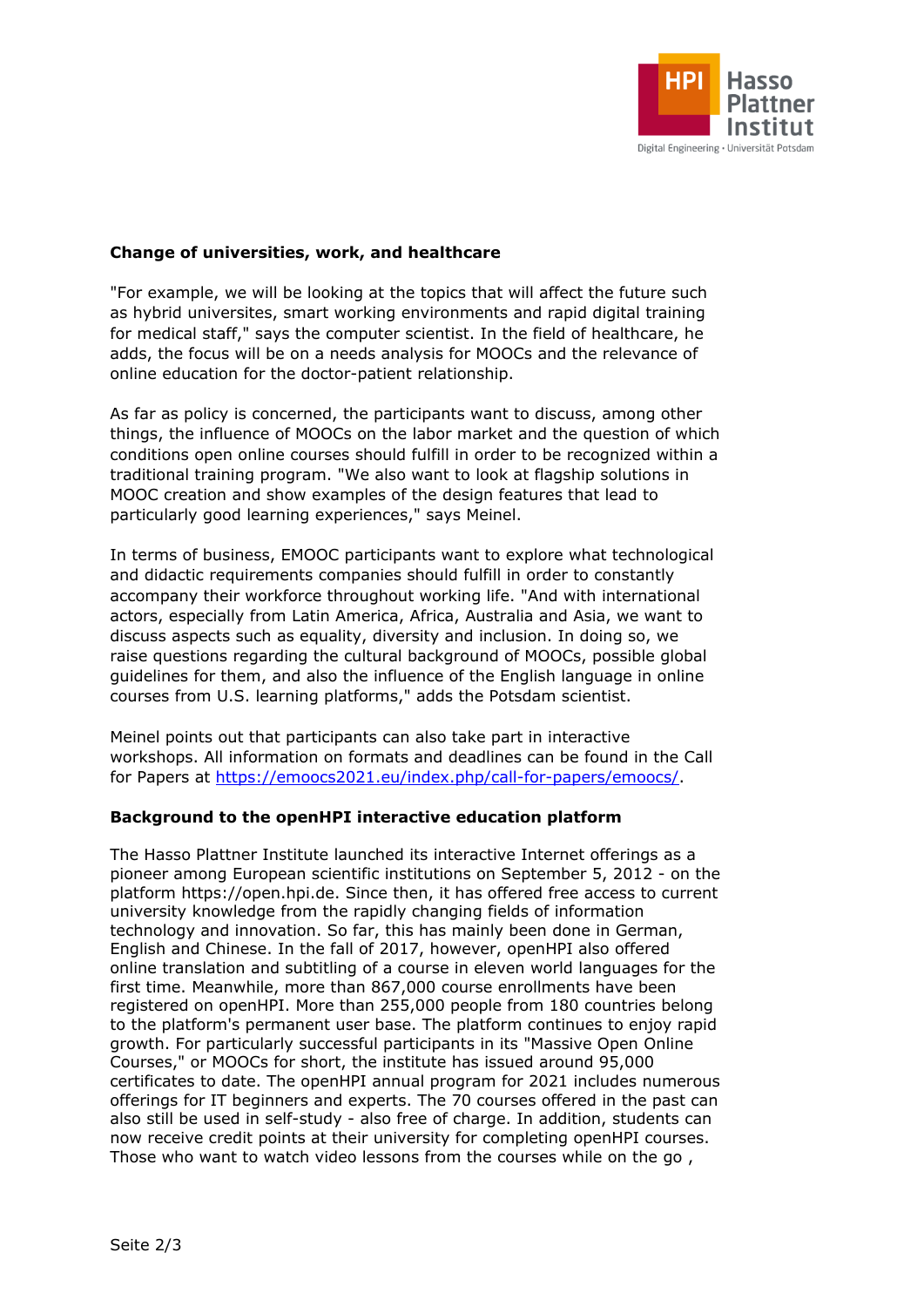**Change of universities, work, and healthcare**

"For example, we will be looking at the topics that will affect the future such as hybrid universites, smart working environments and rapid digital training for medical staff," says the computer scientist. In the field of healthcare, he adds, the focus will be on a needs analysis for MOOCs and the relevance of online education for the doctor-patient relationship.

As far as policy is concerned, the participants want to discuss, among other things, the influence of MOOCs on the labor market and the question of which conditions open online courses should fulfill in order to be recognized within a traditional training program. "We also want to look at flagship solutions in MOOC creation and show examples of the design features that lead to particularly good learning experiences," says Meinel.

In terms of business, EMOOC participants want to explore what technological and didactic requirements companies should fulfill in order to constantly accompany their workforce throughout working life. "And with international actors, especially from Latin America, Africa, Australia and Asia, we want to discuss aspects such as equality, diversity and inclusion. In doing so, we raise questions regarding the cultural background of MOOCs, possible global guidelines for them, and also the influence of the English language in online courses from U.S. learning platforms," adds the Potsdam scientist.

Meinel points out that participants can also take part in interactive workshops. All information on formats and deadlines can be found in the Call for Papers at [https://emoocs2021.eu/index.php/call-for-papers/emoocs/](https://emoocs2021.eu/index.php/call-for-papers/emoocs/).

**Background to the openHPI interactive education platform**

The Hasso Plattner Institute launched its interactive Internet offerings as a pioneer among European scientific institutions on September 5, 2012 - on the platform https://open.hpi.de. Since then, it has offered free access to current university knowledge from the rapidly changing fields of information technology and innovation. So far, this has mainly been done in German, English and Chinese. In the fall of 2017, however, openHPI also offered online translation and subtitling of a course in eleven world languages for the first time. Meanwhile, more than 867,000 course enrollments have been registered on openHPI. More than 255,000 people from 180 countries belong to the platform's permanent user base. The platform continues to enjoy rapid growth. For particularly successful participants in its "Massive Open Online Courses," or MOOCs for short, the institute has issued around 95,000 certificates to date. The openHPI annual program for 2021 includes numerous offerings for IT beginners and experts. The 70 courses offered in the past can also still be used in self-study - also free of charge. In addition, students can now receive credit points at their university for completing openHPI courses. Those who want to watch video lessons from the courses while on the go ,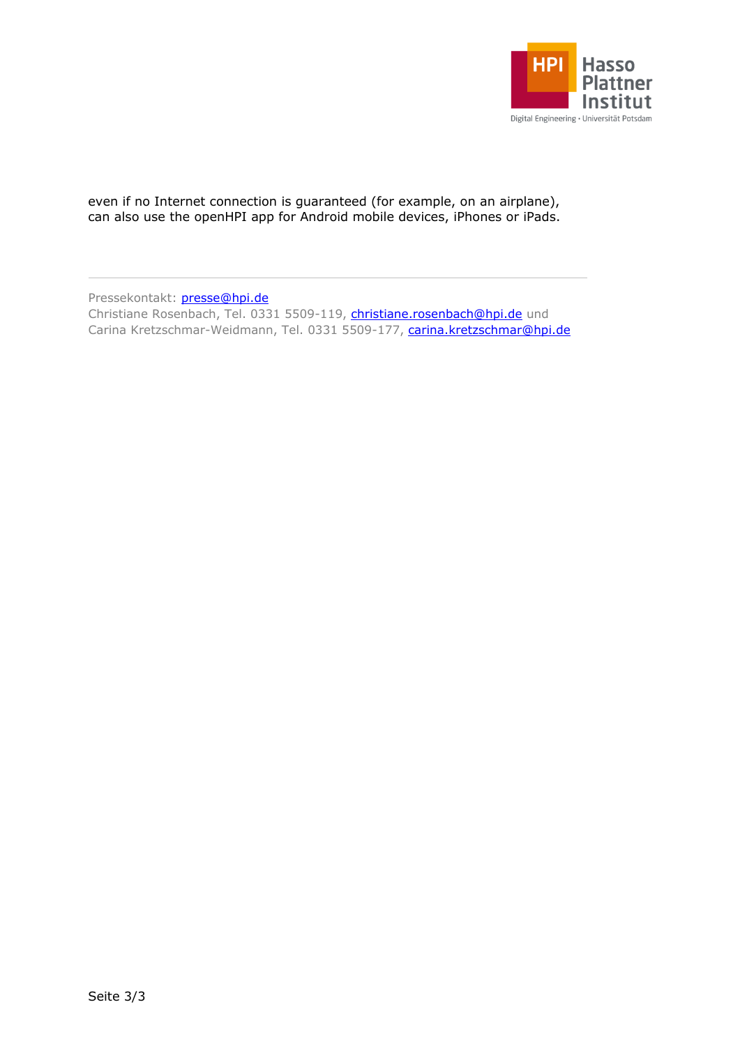even if no Internet connection is guaranteed (for example, on an airplane), can also use the openHPI app for Android mobile devices, iPhones or iPads.

---

Pressekontakt: presse@hpi.de
Christiane Rosenbach, Tel. 0331 5509-119, christiane.rosenbach@hpi.de und
Carina Kretzschmar-Weidmann, Tel. 0331 5509-177, carina.kretzschmar@hpi.de